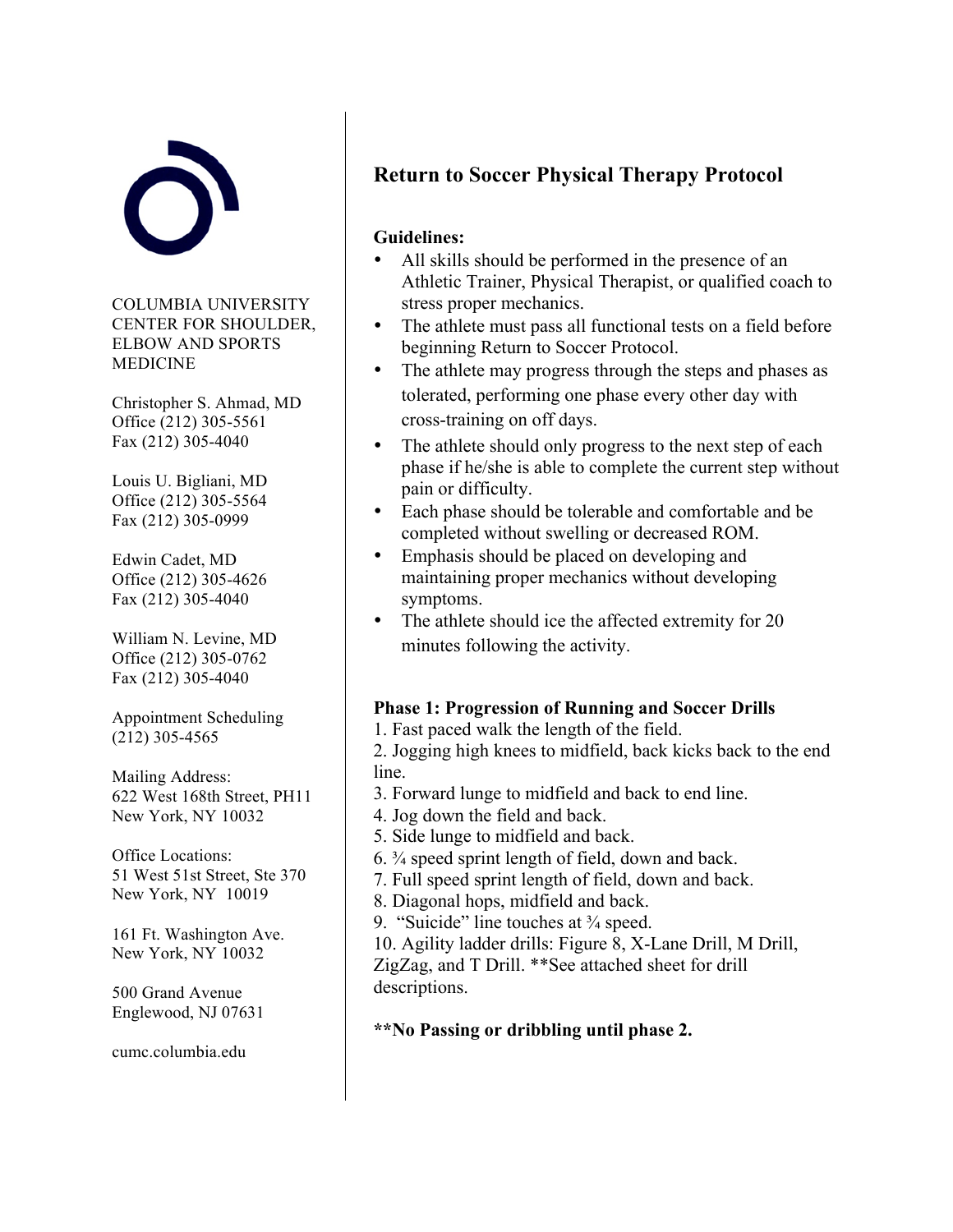COLUMBIA UNIVERSITY
CENTER FOR SHOULDER, ELBOW AND SPORTS MEDICINE

Christopher S. Ahmad, MD
Office (212) 305-5561
Fax (212) 305-4040

Louis U. Bigliani, MD
Office (212) 305-5564
Fax (212) 305-0999

Edwin Cadet, MD
Office (212) 305-4626
Fax (212) 305-4040

William N. Levine, MD
Office (212) 305-0762
Fax (212) 305-4040

Appointment Scheduling
(212) 305-4565

Mailing Address:
622 West 168th Street, PH11
New York, NY 10032

Office Locations:
51 West 51st Street, Ste 370
New York, NY 10019

161 Ft. Washington Ave.
New York, NY 10032

500 Grand Avenue
Englewood, NJ 07631

cumc.columbia.edu

# Return to Soccer Physical Therapy Protocol

**Guidelines:**

- All skills should be performed in the presence of an Athletic Trainer, Physical Therapist, or qualified coach to stress proper mechanics.
- The athlete must pass all functional tests on a field before beginning Return to Soccer Protocol.
- The athlete may progress through the steps and phases as tolerated, performing one phase every other day with cross-training on off days.
- The athlete should only progress to the next step of each phase if he/she is able to complete the current step without pain or difficulty.
- Each phase should be tolerable and comfortable and be completed without swelling or decreased ROM.
- Emphasis should be placed on developing and maintaining proper mechanics without developing symptoms.
- The athlete should ice the affected extremity for 20 minutes following the activity.

**Phase 1: Progression of Running and Soccer Drills**

1. Fast paced walk the length of the field.
2. Jogging high knees to midfield, back kicks back to the end line.
3. Forward lunge to midfield and back to end line.
4. Jog down the field and back.
5. Side lunge to midfield and back.
6. ¾ speed sprint length of field, down and back.
7. Full speed sprint length of field, down and back.
8. Diagonal hops, midfield and back.
9. "Suicide" line touches at ¾ speed.
10. Agility ladder drills: Figure 8, X-Lane Drill, M Drill, ZigZag, and T Drill. **See attached sheet for drill descriptions.

**\*\*No Passing or dribbling until phase 2.**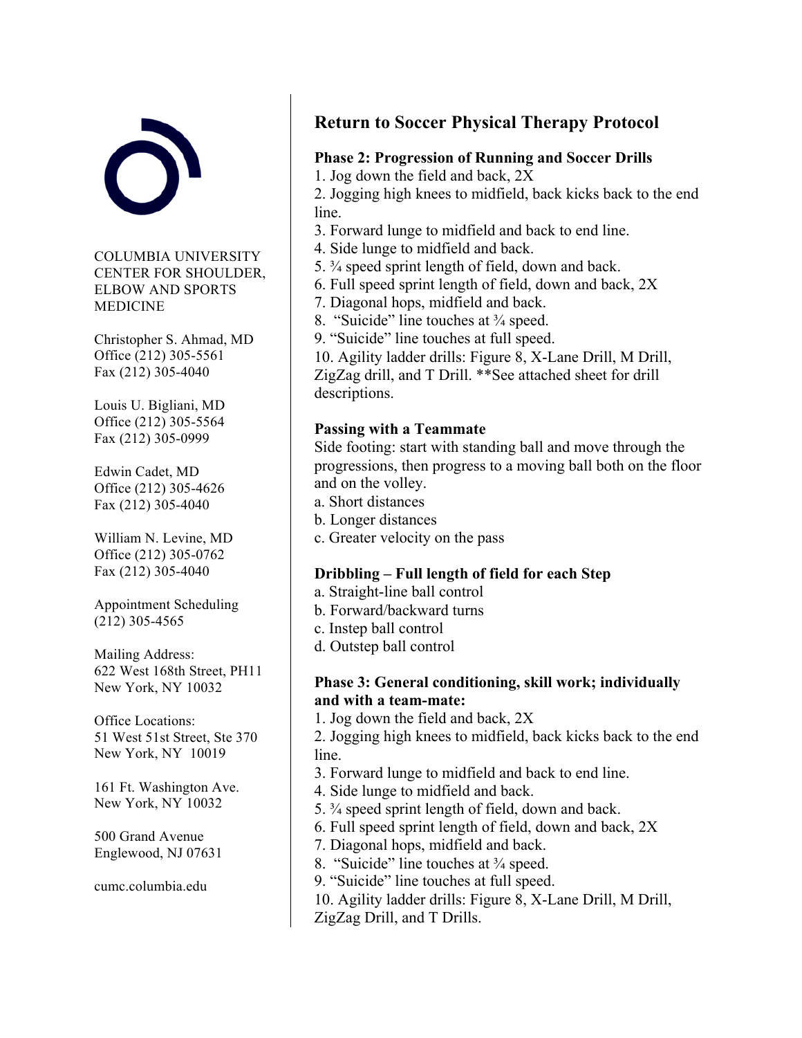COLUMBIA UNIVERSITY
CENTER FOR SHOULDER, ELBOW AND SPORTS MEDICINE

Christopher S. Ahmad, MD
Office (212) 305-5561
Fax (212) 305-4040

Louis U. Bigliani, MD
Office (212) 305-5564
Fax (212) 305-0999

Edwin Cadet, MD
Office (212) 305-4626
Fax (212) 305-4040

William N. Levine, MD
Office (212) 305-0762
Fax (212) 305-4040

Appointment Scheduling
(212) 305-4565

Mailing Address:
622 West 168th Street, PH11
New York, NY 10032

Office Locations:
51 West 51st Street, Ste 370
New York, NY 10019

161 Ft. Washington Ave.
New York, NY 10032

500 Grand Avenue
Englewood, NJ 07631

cumc.columbia.edu

## Return to Soccer Physical Therapy Protocol

**Phase 2: Progression of Running and Soccer Drills**

1. Jog down the field and back, 2X
2. Jogging high knees to midfield, back kicks back to the end line.
3. Forward lunge to midfield and back to end line.
4. Side lunge to midfield and back.
5. ¾ speed sprint length of field, down and back.
6. Full speed sprint length of field, down and back, 2X
7. Diagonal hops, midfield and back.
8. "Suicide" line touches at ¾ speed.
9. "Suicide" line touches at full speed.
10. Agility ladder drills: Figure 8, X-Lane Drill, M Drill, ZigZag drill, and T Drill. **See attached sheet for drill descriptions.

**Passing with a Teammate**

Side footing: start with standing ball and move through the progressions, then progress to a moving ball both on the floor and on the volley.

a. Short distances
b. Longer distances
c. Greater velocity on the pass

**Dribbling – Full length of field for each Step**

a. Straight-line ball control
b. Forward/backward turns
c. Instep ball control
d. Outstep ball control

**Phase 3: General conditioning, skill work; individually and with a team-mate:**

1. Jog down the field and back, 2X
2. Jogging high knees to midfield, back kicks back to the end line.
3. Forward lunge to midfield and back to end line.
4. Side lunge to midfield and back.
5. ¾ speed sprint length of field, down and back.
6. Full speed sprint length of field, down and back, 2X
7. Diagonal hops, midfield and back.
8. "Suicide" line touches at ¾ speed.
9. "Suicide" line touches at full speed.
10. Agility ladder drills: Figure 8, X-Lane Drill, M Drill, ZigZag Drill, and T Drills.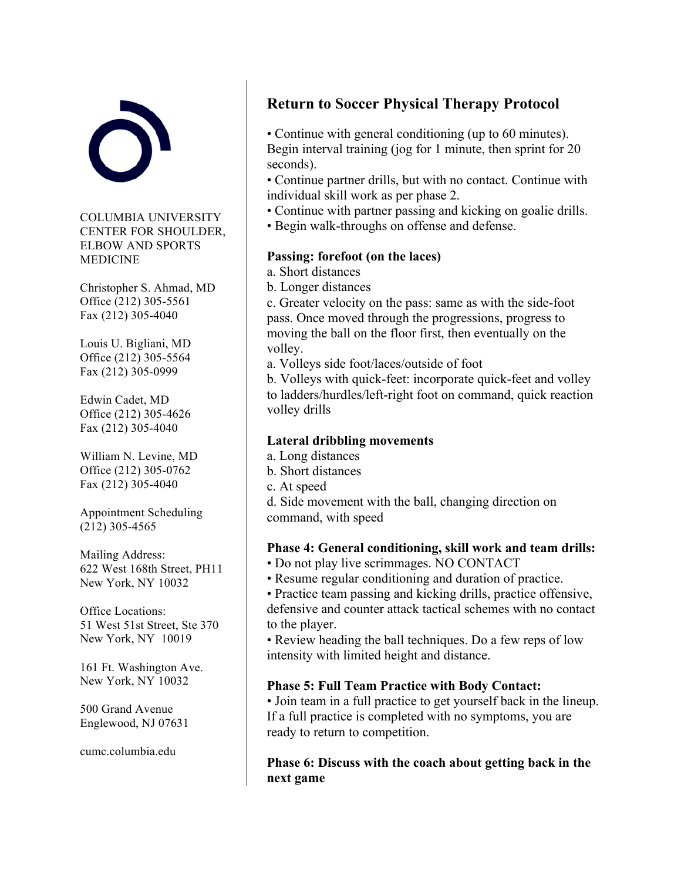COLUMBIA UNIVERSITY CENTER FOR SHOULDER, ELBOW AND SPORTS MEDICINE

Christopher S. Ahmad, MD
Office (212) 305-5561
Fax (212) 305-4040

Louis U. Bigliani, MD
Office (212) 305-5564
Fax (212) 305-0999

Edwin Cadet, MD
Office (212) 305-4626
Fax (212) 305-4040

William N. Levine, MD
Office (212) 305-0762
Fax (212) 305-4040

Appointment Scheduling
(212) 305-4565

Mailing Address:
622 West 168th Street, PH11
New York, NY 10032

Office Locations:
51 West 51st Street, Ste 370
New York, NY 10019

161 Ft. Washington Ave.
New York, NY 10032

500 Grand Avenue
Englewood, NJ 07631

cumc.columbia.edu

## Return to Soccer Physical Therapy Protocol

- Continue with general conditioning (up to 60 minutes). Begin interval training (jog for 1 minute, then sprint for 20 seconds).
- Continue partner drills, but with no contact. Continue with individual skill work as per phase 2.
- Continue with partner passing and kicking on goalie drills.
- Begin walk-throughs on offense and defense.

**Passing: forefoot (on the laces)**

a. Short distances
b. Longer distances
c. Greater velocity on the pass: same as with the side-foot pass. Once moved through the progressions, progress to moving the ball on the floor first, then eventually on the volley.
a. Volleys side foot/laces/outside of foot
b. Volleys with quick-feet: incorporate quick-feet and volley to ladders/hurdles/left-right foot on command, quick reaction volley drills

**Lateral dribbling movements**

a. Long distances
b. Short distances
c. At speed
d. Side movement with the ball, changing direction on command, with speed

**Phase 4: General conditioning, skill work and team drills:**

- Do not play live scrimmages. NO CONTACT
- Resume regular conditioning and duration of practice.
- Practice team passing and kicking drills, practice offensive, defensive and counter attack tactical schemes with no contact to the player.
- Review heading the ball techniques. Do a few reps of low intensity with limited height and distance.

**Phase 5: Full Team Practice with Body Contact:**

- Join team in a full practice to get yourself back in the lineup. If a full practice is completed with no symptoms, you are ready to return to competition.

**Phase 6: Discuss with the coach about getting back in the next game**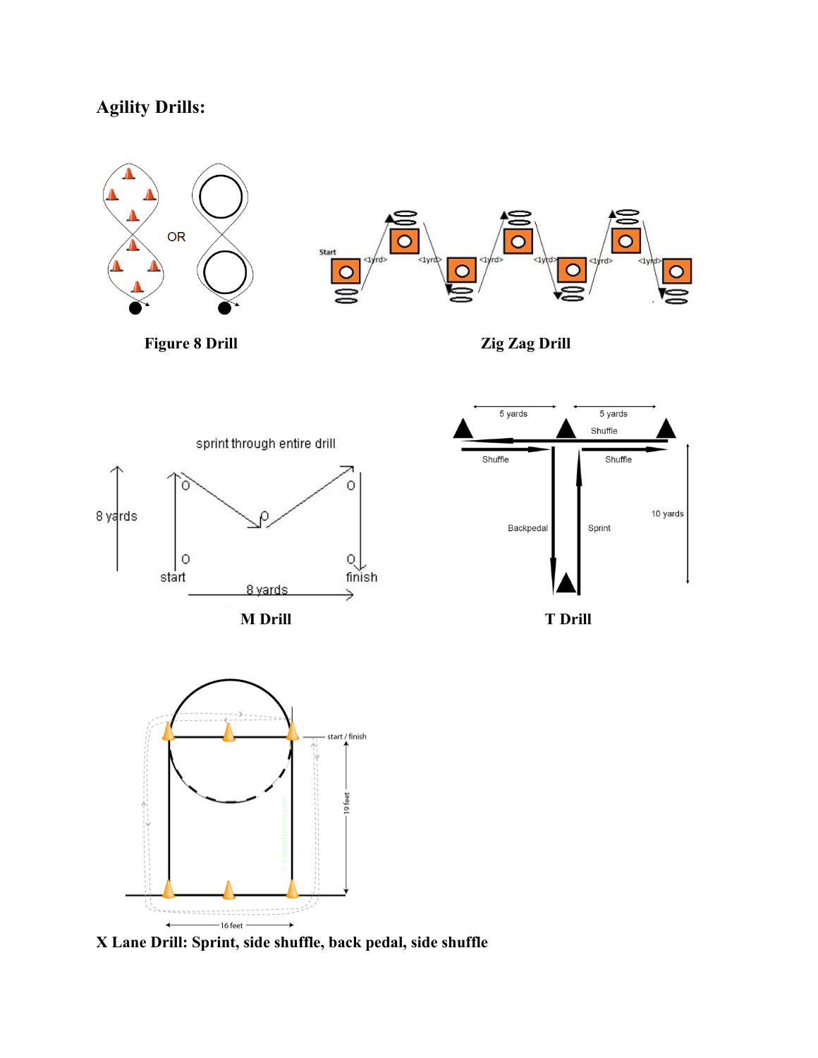## Agility Drills:

OR

**Figure 8 Drill**

Start

<1yrd>

<1yrd>

<1yrd>

<1yrd>

<1yrd>

<1yrd>

**Zig Zag Drill**

sprint through entire drill

8 yards

start

finish

8 yards

**M Drill**

5 yards

5 yards

Shuffle

Shuffle

Shuffle

Backpedal

Sprint

10 yards

**T Drill**

start / finish

19 feet

16 feet

**X Lane Drill: Sprint, side shuffle, back pedal, side shuffle**